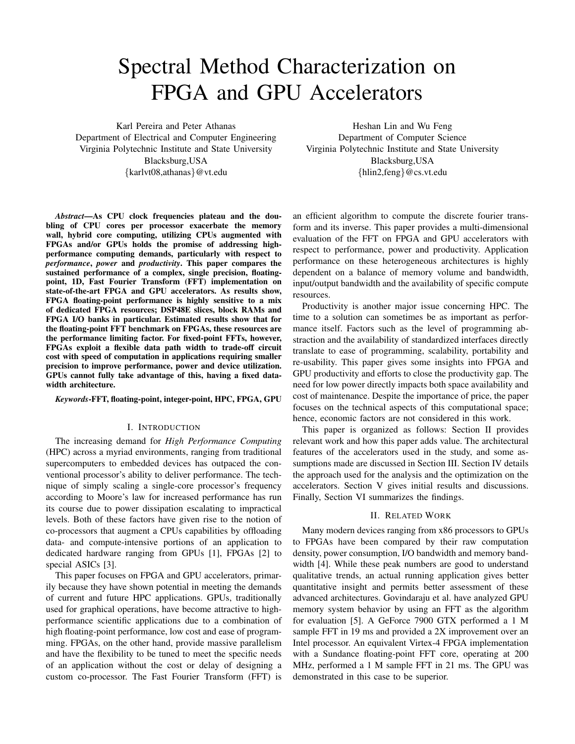# Spectral Method Characterization on FPGA and GPU Accelerators

Karl Pereira and Peter Athanas
Department of Electrical and Computer Engineering
Virginia Polytechnic Institute and State University
Blacksburg,USA
{karlvt08,athanas}@vt.edu

Heshan Lin and Wu Feng
Department of Computer Science
Virginia Polytechnic Institute and State University
Blacksburg,USA
{hlin2,feng}@cs.vt.edu

***Abstract*—As CPU clock frequencies plateau and the doubling of CPU cores per processor exacerbate the memory wall, hybrid core computing, utilizing CPUs augmented with FPGAs and/or GPUs holds the promise of addressing high-performance computing demands, particularly with respect to *performance*, *power* and *productivity*. This paper compares the sustained performance of a complex, single precision, floating-point, 1D, Fast Fourier Transform (FFT) implementation on state-of-the-art FPGA and GPU accelerators. As results show, FPGA floating-point performance is highly sensitive to a mix of dedicated FPGA resources; DSP48E slices, block RAMs and FPGA I/O banks in particular. Estimated results show that for the floating-point FFT benchmark on FPGAs, these resources are the performance limiting factor. For fixed-point FFTs, however, FPGAs exploit a flexible data path width to trade-off circuit cost with speed of computation in applications requiring smaller precision to improve performance, power and device utilization. GPUs cannot fully take advantage of this, having a fixed data-width architecture.**

***Keywords*-FFT, floating-point, integer-point, HPC, FPGA, GPU**

## I. Introduction

The increasing demand for *High Performance Computing* (HPC) across a myriad environments, ranging from traditional supercomputers to embedded devices has outpaced the conventional processor's ability to deliver performance. The technique of simply scaling a single-core processor's frequency according to Moore's law for increased performance has run its course due to power dissipation escalating to impractical levels. Both of these factors have given rise to the notion of co-processors that augment a CPUs capabilities by offloading data- and compute-intensive portions of an application to dedicated hardware ranging from GPUs [1], FPGAs [2] to special ASICs [3].

This paper focuses on FPGA and GPU accelerators, primarily because they have shown potential in meeting the demands of current and future HPC applications. GPUs, traditionally used for graphical operations, have become attractive to high-performance scientific applications due to a combination of high floating-point performance, low cost and ease of programming. FPGAs, on the other hand, provide massive parallelism and have the flexibility to be tuned to meet the specific needs of an application without the cost or delay of designing a custom co-processor. The Fast Fourier Transform (FFT) is an efficient algorithm to compute the discrete fourier transform and its inverse. This paper provides a multi-dimensional evaluation of the FFT on FPGA and GPU accelerators with respect to performance, power and productivity. Application performance on these heterogeneous architectures is highly dependent on a balance of memory volume and bandwidth, input/output bandwidth and the availability of specific compute resources.

Productivity is another major issue concerning HPC. The time to a solution can sometimes be as important as performance itself. Factors such as the level of programming abstraction and the availability of standardized interfaces directly translate to ease of programming, scalability, portability and re-usability. This paper gives some insights into FPGA and GPU productivity and efforts to close the productivity gap. The need for low power directly impacts both space availability and cost of maintenance. Despite the importance of price, the paper focuses on the technical aspects of this computational space; hence, economic factors are not considered in this work.

This paper is organized as follows: Section II provides relevant work and how this paper adds value. The architectural features of the accelerators used in the study, and some assumptions made are discussed in Section III. Section IV details the approach used for the analysis and the optimization on the accelerators. Section V gives initial results and discussions. Finally, Section VI summarizes the findings.

## II. Related Work

Many modern devices ranging from x86 processors to GPUs to FPGAs have been compared by their raw computation density, power consumption, I/O bandwidth and memory bandwidth [4]. While these peak numbers are good to understand qualitative trends, an actual running application gives better quantitative insight and permits better assessment of these advanced architectures. Govindaraju et al. have analyzed GPU memory system behavior by using an FFT as the algorithm for evaluation [5]. A GeForce 7900 GTX performed a 1 M sample FFT in 19 ms and provided a 2X improvement over an Intel processor. An equivalent Virtex-4 FPGA implementation with a Sundance floating-point FFT core, operating at 200 MHz, performed a 1 M sample FFT in 21 ms. The GPU was demonstrated in this case to be superior.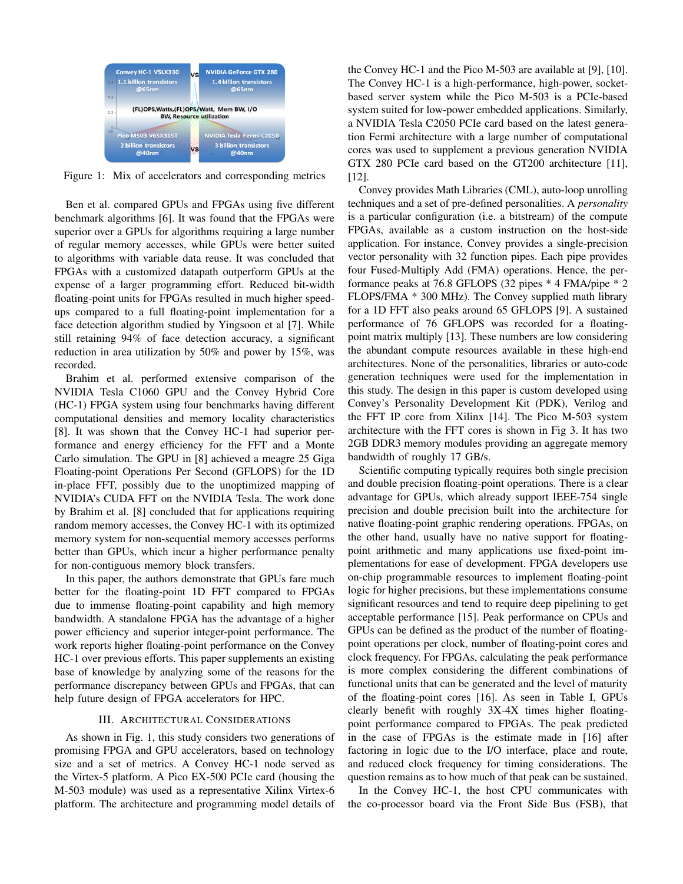Figure 1: Mix of accelerators and corresponding metrics

Ben et al. compared GPUs and FPGAs using five different benchmark algorithms [6]. It was found that the FPGAs were superior over a GPUs for algorithms requiring a large number of regular memory accesses, while GPUs were better suited to algorithms with variable data reuse. It was concluded that FPGAs with a customized datapath outperform GPUs at the expense of a larger programming effort. Reduced bit-width floating-point units for FPGAs resulted in much higher speed-ups compared to a full floating-point implementation for a face detection algorithm studied by Yingsoon et al [7]. While still retaining 94% of face detection accuracy, a significant reduction in area utilization by 50% and power by 15%, was recorded.

Brahim et al. performed extensive comparison of the NVIDIA Tesla C1060 GPU and the Convey Hybrid Core (HC-1) FPGA system using four benchmarks having different computational densities and memory locality characteristics [8]. It was shown that the Convey HC-1 had superior performance and energy efficiency for the FFT and a Monte Carlo simulation. The GPU in [8] achieved a meagre 25 Giga Floating-point Operations Per Second (GFLOPS) for the 1D in-place FFT, possibly due to the unoptimized mapping of NVIDIA's CUDA FFT on the NVIDIA Tesla. The work done by Brahim et al. [8] concluded that for applications requiring random memory accesses, the Convey HC-1 with its optimized memory system for non-sequential memory accesses performs better than GPUs, which incur a higher performance penalty for non-contiguous memory block transfers.

In this paper, the authors demonstrate that GPUs fare much better for the floating-point 1D FFT compared to FPGAs due to immense floating-point capability and high memory bandwidth. A standalone FPGA has the advantage of a higher power efficiency and superior integer-point performance. The work reports higher floating-point performance on the Convey HC-1 over previous efforts. This paper supplements an existing base of knowledge by analyzing some of the reasons for the performance discrepancy between GPUs and FPGAs, that can help future design of FPGA accelerators for HPC.

## III. Architectural Considerations

As shown in Fig. 1, this study considers two generations of promising FPGA and GPU accelerators, based on technology size and a set of metrics. A Convey HC-1 node served as the Virtex-5 platform. A Pico EX-500 PCIe card (housing the M-503 module) was used as a representative Xilinx Virtex-6 platform. The architecture and programming model details of the Convey HC-1 and the Pico M-503 are available at [9], [10]. The Convey HC-1 is a high-performance, high-power, socket-based server system while the Pico M-503 is a PCIe-based system suited for low-power embedded applications. Similarly, a NVIDIA Tesla C2050 PCIe card based on the latest generation Fermi architecture with a large number of computational cores was used to supplement a previous generation NVIDIA GTX 280 PCIe card based on the GT200 architecture [11], [12].

Convey provides Math Libraries (CML), auto-loop unrolling techniques and a set of pre-defined personalities. A *personality* is a particular configuration (i.e. a bitstream) of the compute FPGAs, available as a custom instruction on the host-side application. For instance, Convey provides a single-precision vector personality with 32 function pipes. Each pipe provides four Fused-Multiply Add (FMA) operations. Hence, the performance peaks at 76.8 GFLOPS (32 pipes * 4 FMA/pipe * 2 FLOPS/FMA * 300 MHz). The Convey supplied math library for a 1D FFT also peaks around 65 GFLOPS [9]. A sustained performance of 76 GFLOPS was recorded for a floating-point matrix multiply [13]. These numbers are low considering the abundant compute resources available in these high-end architectures. None of the personalities, libraries or auto-code generation techniques were used for the implementation in this study. The design in this paper is custom developed using Convey's Personality Development Kit (PDK), Verilog and the FFT IP core from Xilinx [14]. The Pico M-503 system architecture with the FFT cores is shown in Fig 3. It has two 2GB DDR3 memory modules providing an aggregate memory bandwidth of roughly 17 GB/s.

Scientific computing typically requires both single precision and double precision floating-point operations. There is a clear advantage for GPUs, which already support IEEE-754 single precision and double precision built into the architecture for native floating-point graphic rendering operations. FPGAs, on the other hand, usually have no native support for floating-point arithmetic and many applications use fixed-point implementations for ease of development. FPGA developers use on-chip programmable resources to implement floating-point logic for higher precisions, but these implementations consume significant resources and tend to require deep pipelining to get acceptable performance [15]. Peak performance on CPUs and GPUs can be defined as the product of the number of floating-point operations per clock, number of floating-point cores and clock frequency. For FPGAs, calculating the peak performance is more complex considering the different combinations of functional units that can be generated and the level of maturity of the floating-point cores [16]. As seen in Table I, GPUs clearly benefit with roughly 3X-4X times higher floating-point performance compared to FPGAs. The peak predicted in the case of FPGAs is the estimate made in [16] after factoring in logic due to the I/O interface, place and route, and reduced clock frequency for timing considerations. The question remains as to how much of that peak can be sustained.

In the Convey HC-1, the host CPU communicates with the co-processor board via the Front Side Bus (FSB), that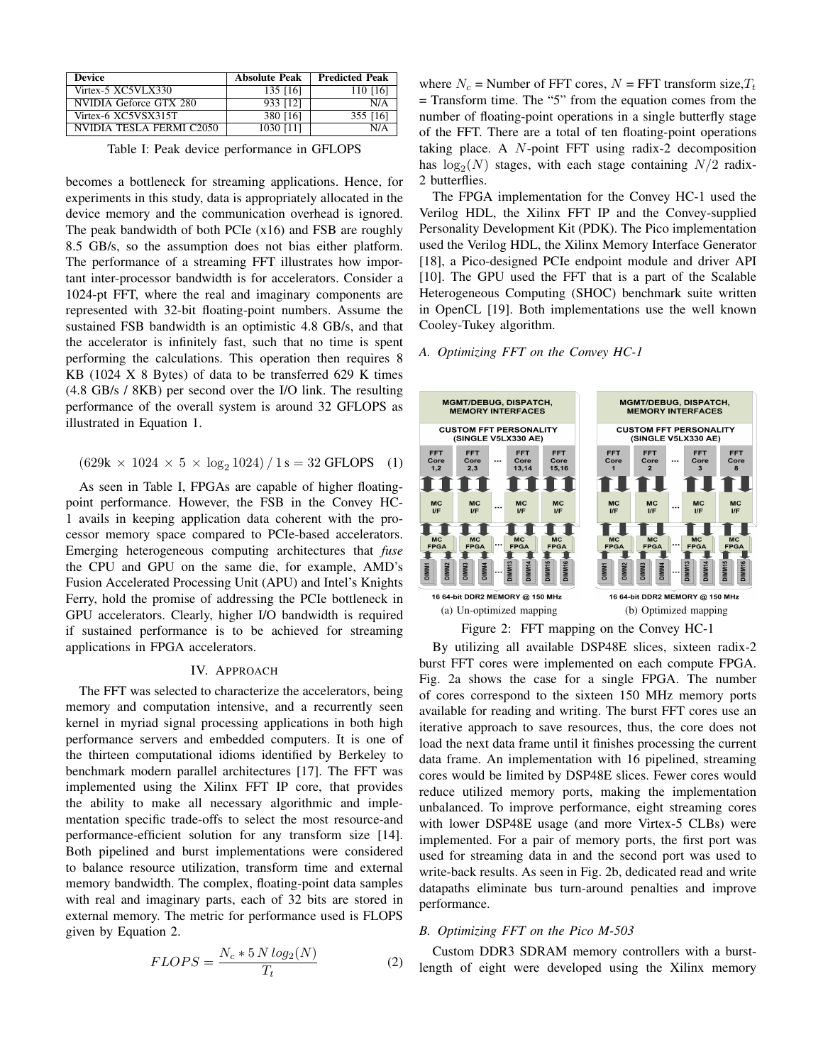| Device | Absolute Peak | Predicted Peak |
|---|---|---|
| Virtex-5 XC5VLX330 | 135 [16] | 110 [16] |
| NVIDIA Geforce GTX 280 | 933 [12] | N/A |
| Virtex-6 XC5VSX315T | 380 [16] | 355 [16] |
| NVIDIA TESLA FERMI C2050 | 1030 [11] | N/A |

Table I: Peak device performance in GFLOPS

becomes a bottleneck for streaming applications. Hence, for experiments in this study, data is appropriately allocated in the device memory and the communication overhead is ignored. The peak bandwidth of both PCIe (x16) and FSB are roughly 8.5 GB/s, so the assumption does not bias either platform. The performance of a streaming FFT illustrates how important inter-processor bandwidth is for accelerators. Consider a 1024-pt FFT, where the real and imaginary components are represented with 32-bit floating-point numbers. Assume the sustained FSB bandwidth is an optimistic 4.8 GB/s, and that the accelerator is infinitely fast, such that no time is spent performing the calculations. This operation then requires 8 KB (1024 X 8 Bytes) of data to be transferred 629 K times (4.8 GB/s / 8KB) per second over the I/O link. The resulting performance of the overall system is around 32 GFLOPS as illustrated in Equation 1.

$$(629\text{k} \times 1024 \times 5 \times \log_2 1024) \,/\, 1\,\text{s} = 32\ \text{GFLOPS} \quad (1)$$

As seen in Table I, FPGAs are capable of higher floating-point performance. However, the FSB in the Convey HC-1 avails in keeping application data coherent with the processor memory space compared to PCIe-based accelerators. Emerging heterogeneous computing architectures that *fuse* the CPU and GPU on the same die, for example, AMD's Fusion Accelerated Processing Unit (APU) and Intel's Knights Ferry, hold the promise of addressing the PCIe bottleneck in GPU accelerators. Clearly, higher I/O bandwidth is required if sustained performance is to be achieved for streaming applications in FPGA accelerators.

## IV. Approach

The FFT was selected to characterize the accelerators, being memory and computation intensive, and a recurrently seen kernel in myriad signal processing applications in both high performance servers and embedded computers. It is one of the thirteen computational idioms identified by Berkeley to benchmark modern parallel architectures [17]. The FFT was implemented using the Xilinx FFT IP core, that provides the ability to make all necessary algorithmic and implementation specific trade-offs to select the most resource-and performance-efficient solution for any transform size [14]. Both pipelined and burst implementations were considered to balance resource utilization, transform time and external memory bandwidth. The complex, floating-point data samples with real and imaginary parts, each of 32 bits are stored in external memory. The metric for performance used is FLOPS given by Equation 2.

$$FLOPS = \frac{N_c * 5\,N\,log_2(N)}{T_t} \quad (2)$$

where $N_c$ = Number of FFT cores, $N$ = FFT transform size, $T_t$ = Transform time. The "5" from the equation comes from the number of floating-point operations in a single butterfly stage of the FFT. There are a total of ten floating-point operations taking place. A $N$-point FFT using radix-2 decomposition has $\log_2(N)$ stages, with each stage containing $N/2$ radix-2 butterflies.

The FPGA implementation for the Convey HC-1 used the Verilog HDL, the Xilinx FFT IP and the Convey-supplied Personality Development Kit (PDK). The Pico implementation used the Verilog HDL, the Xilinx Memory Interface Generator [18], a Pico-designed PCIe endpoint module and driver API [10]. The GPU used the FFT that is a part of the Scalable Heterogeneous Computing (SHOC) benchmark suite written in OpenCL [19]. Both implementations use the well known Cooley-Tukey algorithm.

### A. Optimizing FFT on the Convey HC-1

(a) Un-optimized mapping (b) Optimized mapping

Figure 2: FFT mapping on the Convey HC-1

By utilizing all available DSP48E slices, sixteen radix-2 burst FFT cores were implemented on each compute FPGA. Fig. 2a shows the case for a single FPGA. The number of cores correspond to the sixteen 150 MHz memory ports available for reading and writing. The burst FFT cores use an iterative approach to save resources, thus, the core does not load the next data frame until it finishes processing the current data frame. An implementation with 16 pipelined, streaming cores would be limited by DSP48E slices. Fewer cores would reduce utilized memory ports, making the implementation unbalanced. To improve performance, eight streaming cores with lower DSP48E usage (and more Virtex-5 CLBs) were implemented. For a pair of memory ports, the first port was used for streaming data in and the second port was used to write-back results. As seen in Fig. 2b, dedicated read and write datapaths eliminate bus turn-around penalties and improve performance.

### B. Optimizing FFT on the Pico M-503

Custom DDR3 SDRAM memory controllers with a burst-length of eight were developed using the Xilinx memory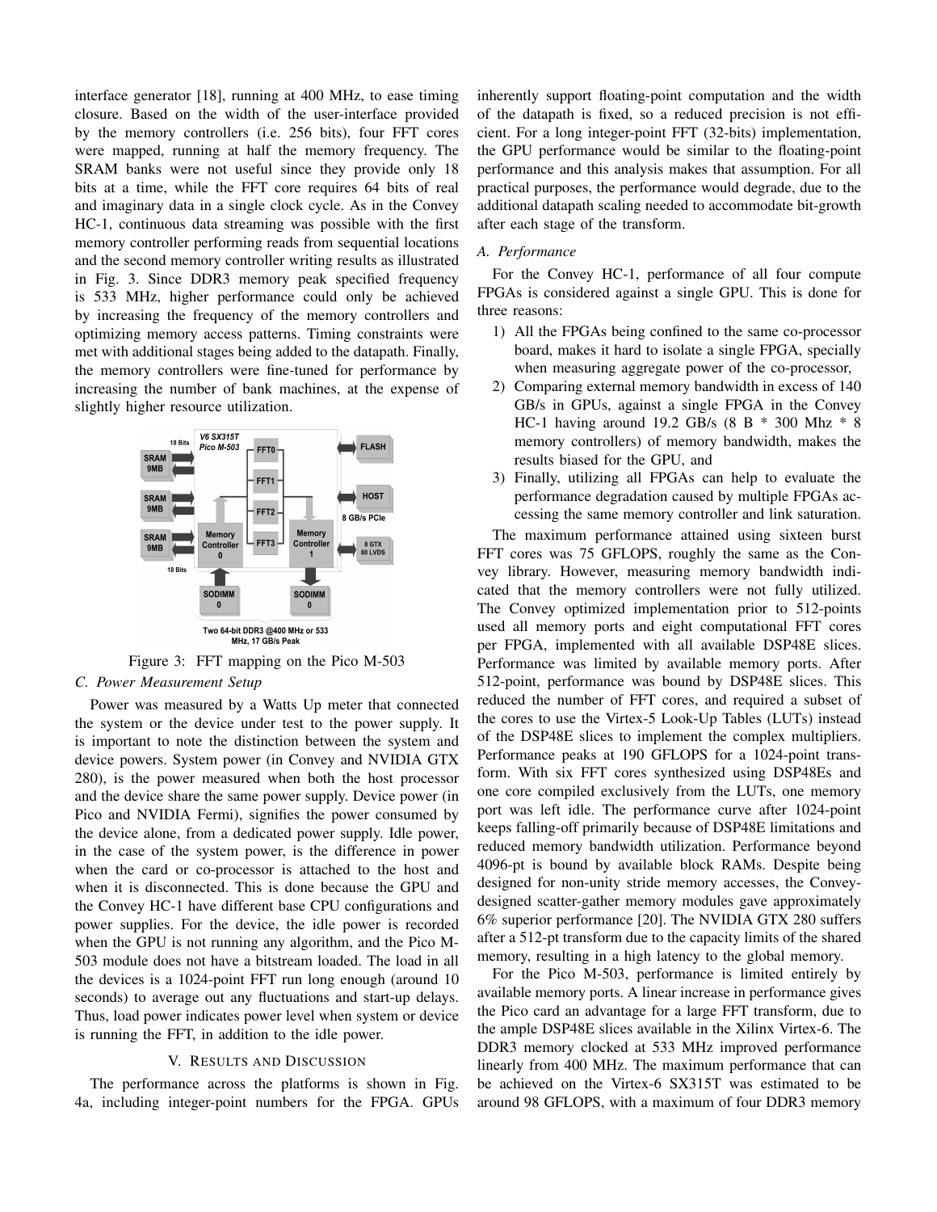interface generator [18], running at 400 MHz, to ease timing closure. Based on the width of the user-interface provided by the memory controllers (i.e. 256 bits), four FFT cores were mapped, running at half the memory frequency. The SRAM banks were not useful since they provide only 18 bits at a time, while the FFT core requires 64 bits of real and imaginary data in a single clock cycle. As in the Convey HC-1, continuous data streaming was possible with the first memory controller performing reads from sequential locations and the second memory controller writing results as illustrated in Fig. 3. Since DDR3 memory peak specified frequency is 533 MHz, higher performance could only be achieved by increasing the frequency of the memory controllers and optimizing memory access patterns. Timing constraints were met with additional stages being added to the datapath. Finally, the memory controllers were fine-tuned for performance by increasing the number of bank machines, at the expense of slightly higher resource utilization.

Figure 3: FFT mapping on the Pico M-503

### C. Power Measurement Setup

Power was measured by a Watts Up meter that connected the system or the device under test to the power supply. It is important to note the distinction between the system and device powers. System power (in Convey and NVIDIA GTX 280), is the power measured when both the host processor and the device share the same power supply. Device power (in Pico and NVIDIA Fermi), signifies the power consumed by the device alone, from a dedicated power supply. Idle power, in the case of the system power, is the difference in power when the card or co-processor is attached to the host and when it is disconnected. This is done because the GPU and the Convey HC-1 have different base CPU configurations and power supplies. For the device, the idle power is recorded when the GPU is not running any algorithm, and the Pico M-503 module does not have a bitstream loaded. The load in all the devices is a 1024-point FFT run long enough (around 10 seconds) to average out any fluctuations and start-up delays. Thus, load power indicates power level when system or device is running the FFT, in addition to the idle power.

## V. Results and Discussion

The performance across the platforms is shown in Fig. 4a, including integer-point numbers for the FPGA. GPUs inherently support floating-point computation and the width of the datapath is fixed, so a reduced precision is not efficient. For a long integer-point FFT (32-bits) implementation, the GPU performance would be similar to the floating-point performance and this analysis makes that assumption. For all practical purposes, the performance would degrade, due to the additional datapath scaling needed to accommodate bit-growth after each stage of the transform.

### A. Performance

For the Convey HC-1, performance of all four compute FPGAs is considered against a single GPU. This is done for three reasons:

1) All the FPGAs being confined to the same co-processor board, makes it hard to isolate a single FPGA, specially when measuring aggregate power of the co-processor,
2) Comparing external memory bandwidth in excess of 140 GB/s in GPUs, against a single FPGA in the Convey HC-1 having around 19.2 GB/s (8 B * 300 Mhz * 8 memory controllers) of memory bandwidth, makes the results biased for the GPU, and
3) Finally, utilizing all FPGAs can help to evaluate the performance degradation caused by multiple FPGAs accessing the same memory controller and link saturation.

The maximum performance attained using sixteen burst FFT cores was 75 GFLOPS, roughly the same as the Convey library. However, measuring memory bandwidth indicated that the memory controllers were not fully utilized. The Convey optimized implementation prior to 512-points used all memory ports and eight computational FFT cores per FPGA, implemented with all available DSP48E slices. Performance was limited by available memory ports. After 512-point, performance was bound by DSP48E slices. This reduced the number of FFT cores, and required a subset of the cores to use the Virtex-5 Look-Up Tables (LUTs) instead of the DSP48E slices to implement the complex multipliers. Performance peaks at 190 GFLOPS for a 1024-point transform. With six FFT cores synthesized using DSP48Es and one core compiled exclusively from the LUTs, one memory port was left idle. The performance curve after 1024-point keeps falling-off primarily because of DSP48E limitations and reduced memory bandwidth utilization. Performance beyond 4096-pt is bound by available block RAMs. Despite being designed for non-unity stride memory accesses, the Convey-designed scatter-gather memory modules gave approximately 6% superior performance [20]. The NVIDIA GTX 280 suffers after a 512-pt transform due to the capacity limits of the shared memory, resulting in a high latency to the global memory.

For the Pico M-503, performance is limited entirely by available memory ports. A linear increase in performance gives the Pico card an advantage for a large FFT transform, due to the ample DSP48E slices available in the Xilinx Virtex-6. The DDR3 memory clocked at 533 MHz improved performance linearly from 400 MHz. The maximum performance that can be achieved on the Virtex-6 SX315T was estimated to be around 98 GFLOPS, with a maximum of four DDR3 memory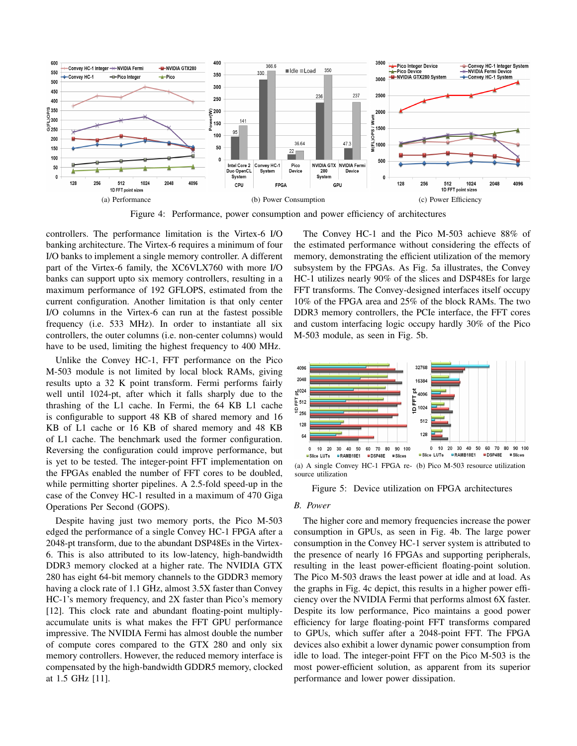(a) Performance

(b) Power Consumption

(c) Power Efficiency

Figure 4: Performance, power consumption and power efficiency of architectures

controllers. The performance limitation is the Virtex-6 I/O banking architecture. The Virtex-6 requires a minimum of four I/O banks to implement a single memory controller. A different part of the Virtex-6 family, the XC6VLX760 with more I/O banks can support upto six memory controllers, resulting in a maximum performance of 192 GFLOPS, estimated from the current configuration. Another limitation is that only center I/O columns in the Virtex-6 can run at the fastest possible frequency (i.e. 533 MHz). In order to instantiate all six controllers, the outer columns (i.e. non-center columns) would have to be used, limiting the highest frequency to 400 MHz.

Unlike the Convey HC-1, FFT performance on the Pico M-503 module is not limited by local block RAMs, giving results upto a 32 K point transform. Fermi performs fairly well until 1024-pt, after which it falls sharply due to the thrashing of the L1 cache. In Fermi, the 64 KB L1 cache is configurable to support 48 KB of shared memory and 16 KB of L1 cache or 16 KB of shared memory and 48 KB of L1 cache. The benchmark used the former configuration. Reversing the configuration could improve performance, but is yet to be tested. The integer-point FFT implementation on the FPGAs enabled the number of FFT cores to be doubled, while permitting shorter pipelines. A 2.5-fold speed-up in the case of the Convey HC-1 resulted in a maximum of 470 Giga Operations Per Second (GOPS).

Despite having just two memory ports, the Pico M-503 edged the performance of a single Convey HC-1 FPGA after a 2048-pt transform, due to the abundant DSP48Es in the Virtex-6. This is also attributed to its low-latency, high-bandwidth DDR3 memory clocked at a higher rate. The NVIDIA GTX 280 has eight 64-bit memory channels to the GDDR3 memory having a clock rate of 1.1 GHz, almost 3.5X faster than Convey HC-1's memory frequency, and 2X faster than Pico's memory [12]. This clock rate and abundant floating-point multiply-accumulate units is what makes the FFT GPU performance impressive. The NVIDIA Fermi has almost double the number of compute cores compared to the GTX 280 and only six memory controllers. However, the reduced memory interface is compensated by the high-bandwidth GDDR5 memory, clocked at 1.5 GHz [11].

The Convey HC-1 and the Pico M-503 achieve 88% of the estimated performance without considering the effects of memory, demonstrating the efficient utilization of the memory subsystem by the FPGAs. As Fig. 5a illustrates, the Convey HC-1 utilizes nearly 90% of the slices and DSP48Es for large FFT transforms. The Convey-designed interfaces itself occupy 10% of the FPGA area and 25% of the block RAMs. The two DDR3 memory controllers, the PCIe interface, the FFT cores and custom interfacing logic occupy hardly 30% of the Pico M-503 module, as seen in Fig. 5b.

(a) A single Convey HC-1 FPGA resource utilization

(b) Pico M-503 resource utilization

Figure 5: Device utilization on FPGA architectures

### *B. Power*

The higher core and memory frequencies increase the power consumption in GPUs, as seen in Fig. 4b. The large power consumption in the Convey HC-1 server system is attributed to the presence of nearly 16 FPGAs and supporting peripherals, resulting in the least power-efficient floating-point solution. The Pico M-503 draws the least power at idle and at load. As the graphs in Fig. 4c depict, this results in a higher power efficiency over the NVIDIA Fermi that performs almost 6X faster. Despite its low performance, Pico maintains a good power efficiency for large floating-point FFT transforms compared to GPUs, which suffer after a 2048-point FFT. The FPGA devices also exhibit a lower dynamic power consumption from idle to load. The integer-point FFT on the Pico M-503 is the most power-efficient solution, as apparent from its superior performance and lower power dissipation.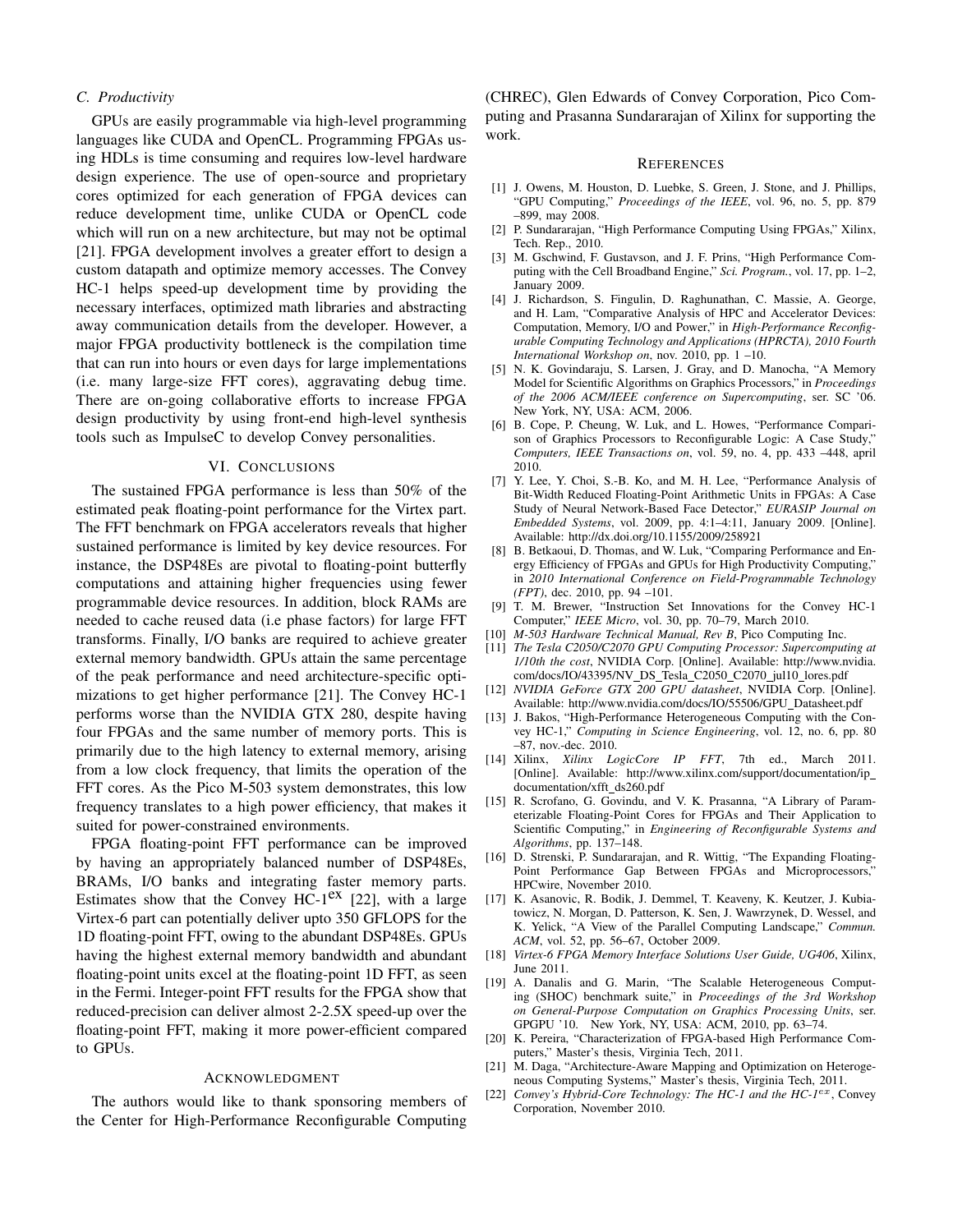### C. Productivity

GPUs are easily programmable via high-level programming languages like CUDA and OpenCL. Programming FPGAs using HDLs is time consuming and requires low-level hardware design experience. The use of open-source and proprietary cores optimized for each generation of FPGA devices can reduce development time, unlike CUDA or OpenCL code which will run on a new architecture, but may not be optimal [21]. FPGA development involves a greater effort to design a custom datapath and optimize memory accesses. The Convey HC-1 helps speed-up development time by providing the necessary interfaces, optimized math libraries and abstracting away communication details from the developer. However, a major FPGA productivity bottleneck is the compilation time that can run into hours or even days for large implementations (i.e. many large-size FFT cores), aggravating debug time. There are on-going collaborative efforts to increase FPGA design productivity by using front-end high-level synthesis tools such as ImpulseC to develop Convey personalities.

## VI. Conclusions

The sustained FPGA performance is less than 50% of the estimated peak floating-point performance for the Virtex part. The FFT benchmark on FPGA accelerators reveals that higher sustained performance is limited by key device resources. For instance, the DSP48Es are pivotal to floating-point butterfly computations and attaining higher frequencies using fewer programmable device resources. In addition, block RAMs are needed to cache reused data (i.e phase factors) for large FFT transforms. Finally, I/O banks are required to achieve greater external memory bandwidth. GPUs attain the same percentage of the peak performance and need architecture-specific optimizations to get higher performance [21]. The Convey HC-1 performs worse than the NVIDIA GTX 280, despite having four FPGAs and the same number of memory ports. This is primarily due to the high latency to external memory, arising from a low clock frequency, that limits the operation of the FFT cores. As the Pico M-503 system demonstrates, this low frequency translates to a high power efficiency, that makes it suited for power-constrained environments.

FPGA floating-point FFT performance can be improved by having an appropriately balanced number of DSP48Es, BRAMs, I/O banks and integrating faster memory parts. Estimates show that the Convey HC-$1^{ex}$ [22], with a large Virtex-6 part can potentially deliver upto 350 GFLOPS for the 1D floating-point FFT, owing to the abundant DSP48Es. GPUs having the highest external memory bandwidth and abundant floating-point units excel at the floating-point 1D FFT, as seen in the Fermi. Integer-point FFT results for the FPGA show that reduced-precision can deliver almost 2-2.5X speed-up over the floating-point FFT, making it more power-efficient compared to GPUs.

## Acknowledgment

The authors would like to thank sponsoring members of the Center for High-Performance Reconfigurable Computing (CHREC), Glen Edwards of Convey Corporation, Pico Computing and Prasanna Sundararajan of Xilinx for supporting the work.

## References

[1] J. Owens, M. Houston, D. Luebke, S. Green, J. Stone, and J. Phillips, "GPU Computing," *Proceedings of the IEEE*, vol. 96, no. 5, pp. 879 –899, may 2008.

[2] P. Sundararajan, "High Performance Computing Using FPGAs," Xilinx, Tech. Rep., 2010.

[3] M. Gschwind, F. Gustavson, and J. F. Prins, "High Performance Computing with the Cell Broadband Engine," *Sci. Program.*, vol. 17, pp. 1–2, January 2009.

[4] J. Richardson, S. Fingulin, D. Raghunathan, C. Massie, A. George, and H. Lam, "Comparative Analysis of HPC and Accelerator Devices: Computation, Memory, I/O and Power," in *High-Performance Reconfigurable Computing Technology and Applications (HPRCTA), 2010 Fourth International Workshop on*, nov. 2010, pp. 1 –10.

[5] N. K. Govindaraju, S. Larsen, J. Gray, and D. Manocha, "A Memory Model for Scientific Algorithms on Graphics Processors," in *Proceedings of the 2006 ACM/IEEE conference on Supercomputing*, ser. SC '06. New York, NY, USA: ACM, 2006.

[6] B. Cope, P. Cheung, W. Luk, and L. Howes, "Performance Comparison of Graphics Processors to Reconfigurable Logic: A Case Study," *Computers, IEEE Transactions on*, vol. 59, no. 4, pp. 433 –448, april 2010.

[7] Y. Lee, Y. Choi, S.-B. Ko, and M. H. Lee, "Performance Analysis of Bit-Width Reduced Floating-Point Arithmetic Units in FPGAs: A Case Study of Neural Network-Based Face Detector," *EURASIP Journal on Embedded Systems*, vol. 2009, pp. 4:1–4:11, January 2009. [Online]. Available: http://dx.doi.org/10.1155/2009/258921

[8] B. Betkaoui, D. Thomas, and W. Luk, "Comparing Performance and Energy Efficiency of FPGAs and GPUs for High Productivity Computing," in *2010 International Conference on Field-Programmable Technology (FPT)*, dec. 2010, pp. 94 –101.

[9] T. M. Brewer, "Instruction Set Innovations for the Convey HC-1 Computer," *IEEE Micro*, vol. 30, pp. 70–79, March 2010.

[10] *M-503 Hardware Technical Manual, Rev B*, Pico Computing Inc.

[11] *The Tesla C2050/C2070 GPU Computing Processor: Supercomputing at 1/10th the cost*, NVIDIA Corp. [Online]. Available: http://www.nvidia.com/docs/IO/43395/NV_DS_Tesla_C2050_C2070_jul10_lores.pdf

[12] *NVIDIA GeForce GTX 200 GPU datasheet*, NVIDIA Corp. [Online]. Available: http://www.nvidia.com/docs/IO/55506/GPU_Datasheet.pdf

[13] J. Bakos, "High-Performance Heterogeneous Computing with the Convey HC-1," *Computing in Science Engineering*, vol. 12, no. 6, pp. 80 –87, nov.-dec. 2010.

[14] Xilinx, *Xilinx LogicCore IP FFT*, 7th ed., March 2011. [Online]. Available: http://www.xilinx.com/support/documentation/ip_documentation/xfft_ds260.pdf

[15] R. Scrofano, G. Govindu, and V. K. Prasanna, "A Library of Parameterizable Floating-Point Cores for FPGAs and Their Application to Scientific Computing," in *Engineering of Reconfigurable Systems and Algorithms*, pp. 137–148.

[16] D. Strenski, P. Sundararajan, and R. Wittig, "The Expanding Floating-Point Performance Gap Between FPGAs and Microprocessors," HPCwire, November 2010.

[17] K. Asanovic, R. Bodik, J. Demmel, T. Keaveny, K. Keutzer, J. Kubiatowicz, N. Morgan, D. Patterson, K. Sen, J. Wawrzynek, D. Wessel, and K. Yelick, "A View of the Parallel Computing Landscape," *Commun. ACM*, vol. 52, pp. 56–67, October 2009.

[18] *Virtex-6 FPGA Memory Interface Solutions User Guide, UG406*, Xilinx, June 2011.

[19] A. Danalis and G. Marin, "The Scalable Heterogeneous Computing (SHOC) benchmark suite," in *Proceedings of the 3rd Workshop on General-Purpose Computation on Graphics Processing Units*, ser. GPGPU '10. New York, NY, USA: ACM, 2010, pp. 63–74.

[20] K. Pereira, "Characterization of FPGA-based High Performance Computers," Master's thesis, Virginia Tech, 2011.

[21] M. Daga, "Architecture-Aware Mapping and Optimization on Heterogeneous Computing Systems," Master's thesis, Virginia Tech, 2011.

[22] *Convey's Hybrid-Core Technology: The HC-1 and the HC-$1^{ex}$*, Convey Corporation, November 2010.